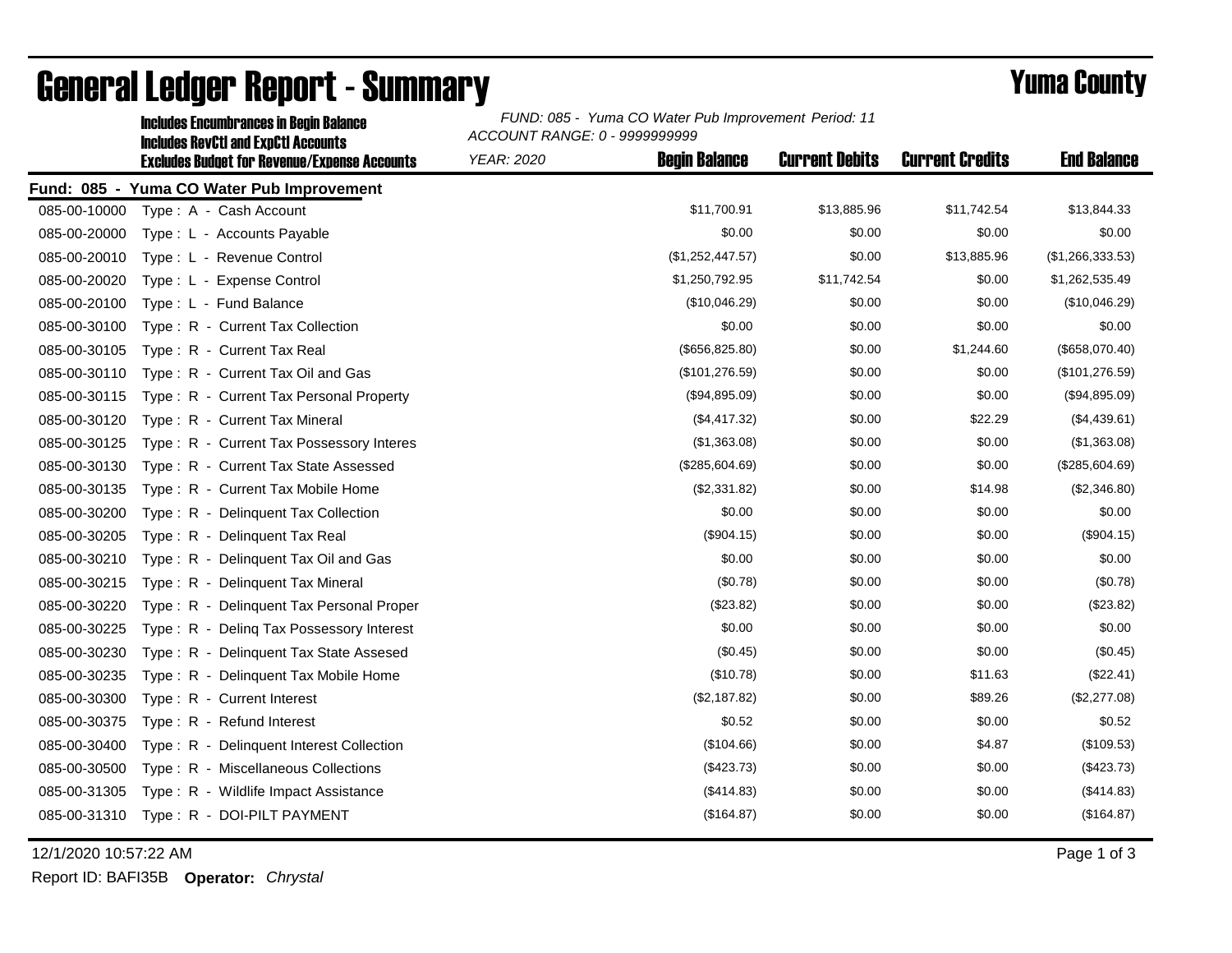# General Ledger Report - Summary

## Yuma County

**Includes Encumbrances in Begin Balance**
**Includes RevCtl and ExpCtl Accounts**
**Excludes Budget for Revenue/Expense Accounts**

*FUND: 085 - Yuma CO Water Pub Improvement Period: 11*
*ACCOUNT RANGE: 0 - 9999999999*
*YEAR: 2020*

| Account | Description | Begin Balance | Current Debits | Current Credits | End Balance |
|---|---|---|---|---|---|
| **Fund: 085 - Yuma CO Water Pub Improvement** | | | | | |
| 085-00-10000 | Type : A - Cash Account | $11,700.91 | $13,885.96 | $11,742.54 | $13,844.33 |
| 085-00-20000 | Type : L - Accounts Payable | $0.00 | $0.00 | $0.00 | $0.00 |
| 085-00-20010 | Type : L - Revenue Control | ($1,252,447.57) | $0.00 | $13,885.96 | ($1,266,333.53) |
| 085-00-20020 | Type : L - Expense Control | $1,250,792.95 | $11,742.54 | $0.00 | $1,262,535.49 |
| 085-00-20100 | Type : L - Fund Balance | ($10,046.29) | $0.00 | $0.00 | ($10,046.29) |
| 085-00-30100 | Type : R - Current Tax Collection | $0.00 | $0.00 | $0.00 | $0.00 |
| 085-00-30105 | Type : R - Current Tax Real | ($656,825.80) | $0.00 | $1,244.60 | ($658,070.40) |
| 085-00-30110 | Type : R - Current Tax Oil and Gas | ($101,276.59) | $0.00 | $0.00 | ($101,276.59) |
| 085-00-30115 | Type : R - Current Tax Personal Property | ($94,895.09) | $0.00 | $0.00 | ($94,895.09) |
| 085-00-30120 | Type : R - Current Tax Mineral | ($4,417.32) | $0.00 | $22.29 | ($4,439.61) |
| 085-00-30125 | Type : R - Current Tax Possessory Interes | ($1,363.08) | $0.00 | $0.00 | ($1,363.08) |
| 085-00-30130 | Type : R - Current Tax State Assessed | ($285,604.69) | $0.00 | $0.00 | ($285,604.69) |
| 085-00-30135 | Type : R - Current Tax Mobile Home | ($2,331.82) | $0.00 | $14.98 | ($2,346.80) |
| 085-00-30200 | Type : R - Delinquent Tax Collection | $0.00 | $0.00 | $0.00 | $0.00 |
| 085-00-30205 | Type : R - Delinquent Tax Real | ($904.15) | $0.00 | $0.00 | ($904.15) |
| 085-00-30210 | Type : R - Delinquent Tax Oil and Gas | $0.00 | $0.00 | $0.00 | $0.00 |
| 085-00-30215 | Type : R - Delinquent Tax Mineral | ($0.78) | $0.00 | $0.00 | ($0.78) |
| 085-00-30220 | Type : R - Delinquent Tax Personal Proper | ($23.82) | $0.00 | $0.00 | ($23.82) |
| 085-00-30225 | Type : R - Delinq Tax Possessory Interest | $0.00 | $0.00 | $0.00 | $0.00 |
| 085-00-30230 | Type : R - Delinquent Tax State Assesed | ($0.45) | $0.00 | $0.00 | ($0.45) |
| 085-00-30235 | Type : R - Delinquent Tax Mobile Home | ($10.78) | $0.00 | $11.63 | ($22.41) |
| 085-00-30300 | Type : R - Current Interest | ($2,187.82) | $0.00 | $89.26 | ($2,277.08) |
| 085-00-30375 | Type : R - Refund Interest | $0.52 | $0.00 | $0.00 | $0.52 |
| 085-00-30400 | Type : R - Delinquent Interest Collection | ($104.66) | $0.00 | $4.87 | ($109.53) |
| 085-00-30500 | Type : R - Miscellaneous Collections | ($423.73) | $0.00 | $0.00 | ($423.73) |
| 085-00-31305 | Type : R - Wildlife Impact Assistance | ($414.83) | $0.00 | $0.00 | ($414.83) |
| 085-00-31310 | Type : R - DOI-PILT PAYMENT | ($164.87) | $0.00 | $0.00 | ($164.87) |

12/1/2020 10:57:22 AM

Report ID: BAFI35B **Operator:** *Chrystal*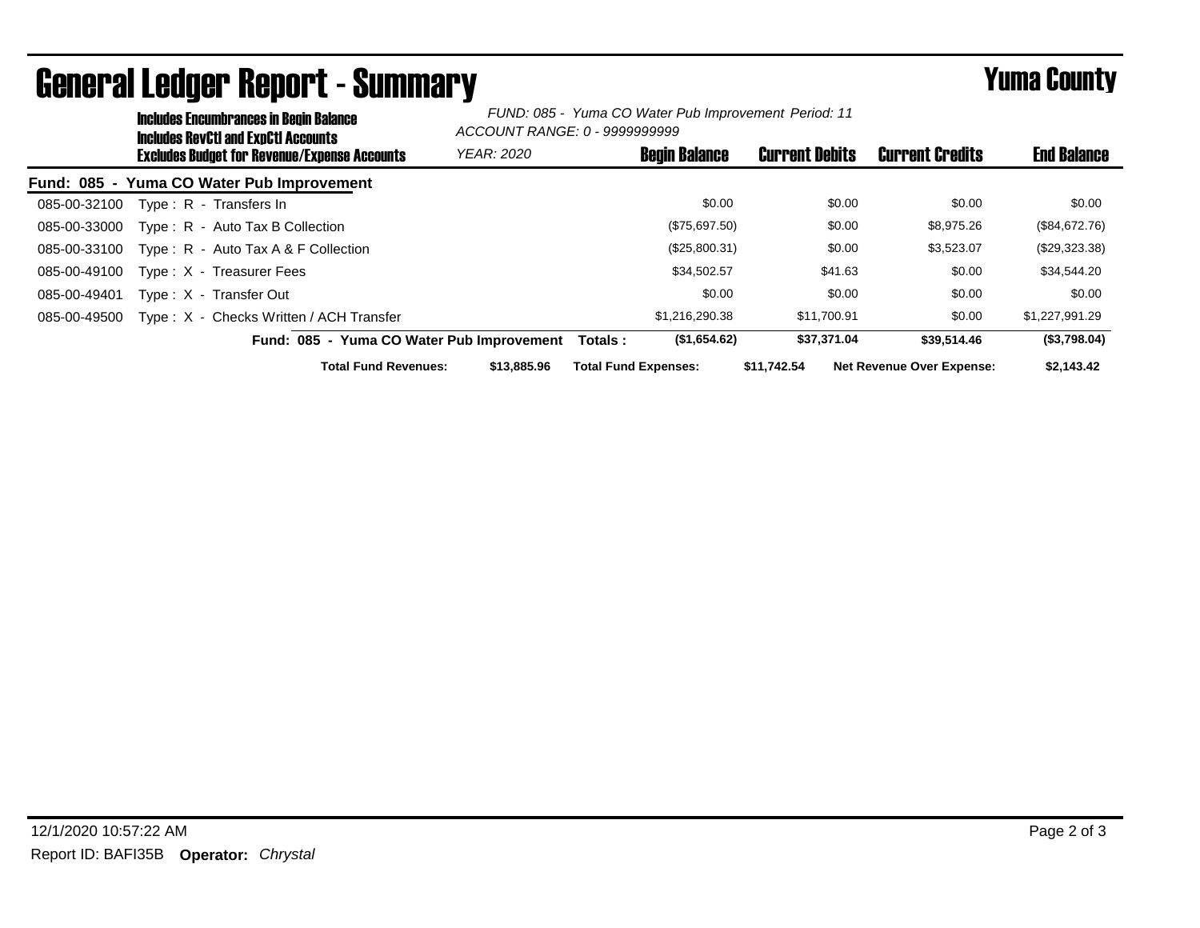# General Ledger Report - Summary

## Yuma County

**Includes Encumbrances in Begin Balance**
**Includes RevCtl and ExpCtl Accounts**
**Excludes Budget for Revenue/Expense Accounts**

*FUND: 085 - Yuma CO Water Pub Improvement Period: 11*
*ACCOUNT RANGE: 0 - 9999999999*
*YEAR: 2020*

**Fund: 085 - Yuma CO Water Pub Improvement**

| Account | Description | Begin Balance | Current Debits | Current Credits | End Balance |
|---|---|---|---|---|---|
| 085-00-32100 | Type : R - Transfers In | $0.00 | $0.00 | $0.00 | $0.00 |
| 085-00-33000 | Type : R - Auto Tax B Collection | ($75,697.50) | $0.00 | $8,975.26 | ($84,672.76) |
| 085-00-33100 | Type : R - Auto Tax A & F Collection | ($25,800.31) | $0.00 | $3,523.07 | ($29,323.38) |
| 085-00-49100 | Type : X - Treasurer Fees | $34,502.57 | $41.63 | $0.00 | $34,544.20 |
| 085-00-49401 | Type : X - Transfer Out | $0.00 | $0.00 | $0.00 | $0.00 |
| 085-00-49500 | Type : X - Checks Written / ACH Transfer | $1,216,290.38 | $11,700.91 | $0.00 | $1,227,991.29 |
| | **Fund: 085 - Yuma CO Water Pub Improvement Totals :** | **($1,654.62)** | **$37,371.04** | **$39,514.46** | **($3,798.04)** |

**Total Fund Revenues:** $13,885.96 **Total Fund Expenses:** $11,742.54 **Net Revenue Over Expense:** $2,143.43

12/1/2020 10:57:22 AM

Report ID: BAFI35B **Operator:** *Chrystal*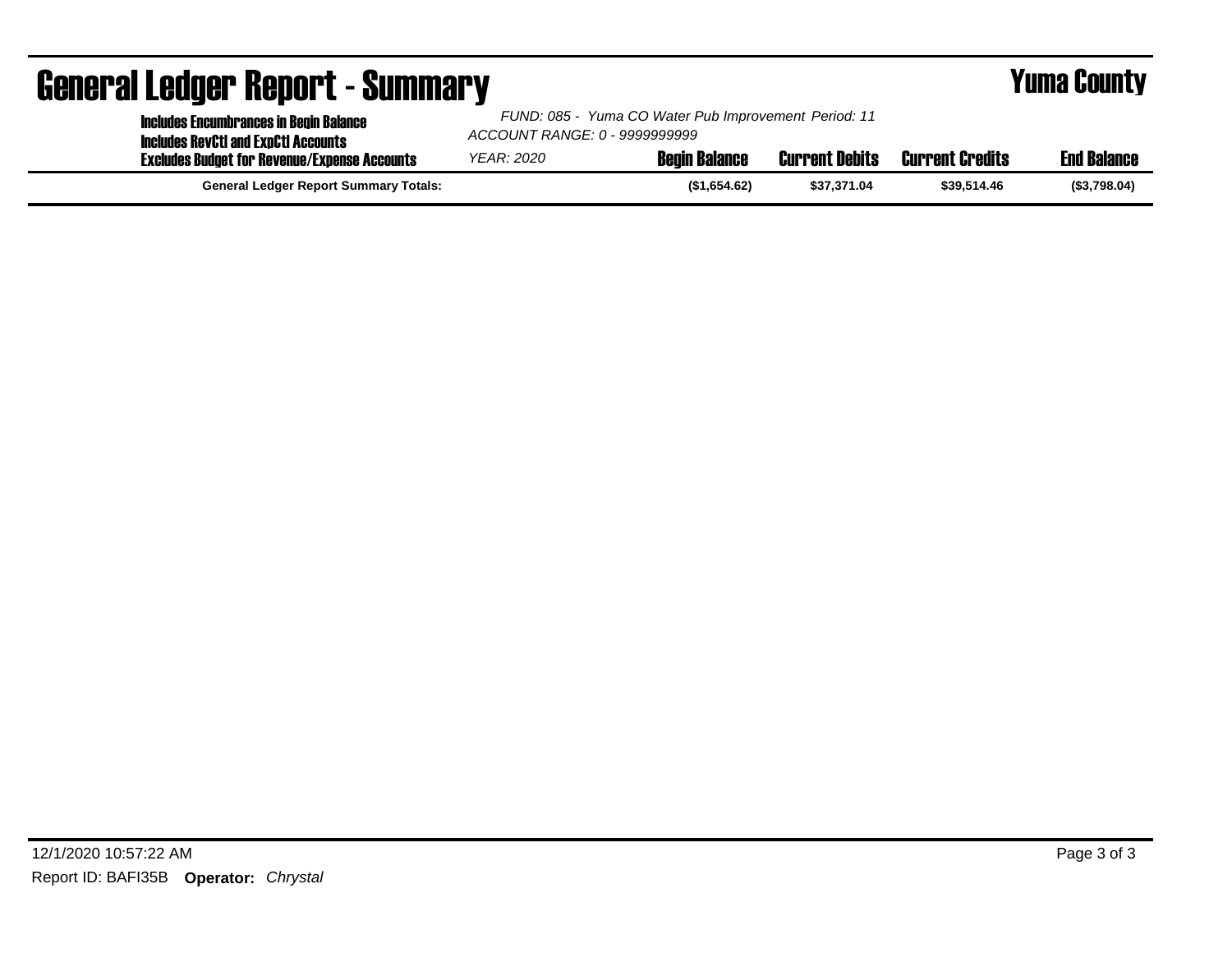# General Ledger Report - Summary

**Yuma County**

**Includes Encumbrances in Begin Balance**
**Includes RevCtl and ExpCtl Accounts**
**Excludes Budget for Revenue/Expense Accounts**

*FUND: 085 - Yuma CO Water Pub Improvement Period: 11*
*ACCOUNT RANGE: 0 - 9999999999*
*YEAR: 2020*

| | Begin Balance | Current Debits | Current Credits | End Balance |
|---|---|---|---|---|
| **General Ledger Report Summary Totals:** | **($1,654.62)** | **$37,371.04** | **$39,514.46** | **($3,798.04)** |

12/1/2020 10:57:22 AM

Report ID: BAFI35B **Operator:** *Chrystal*